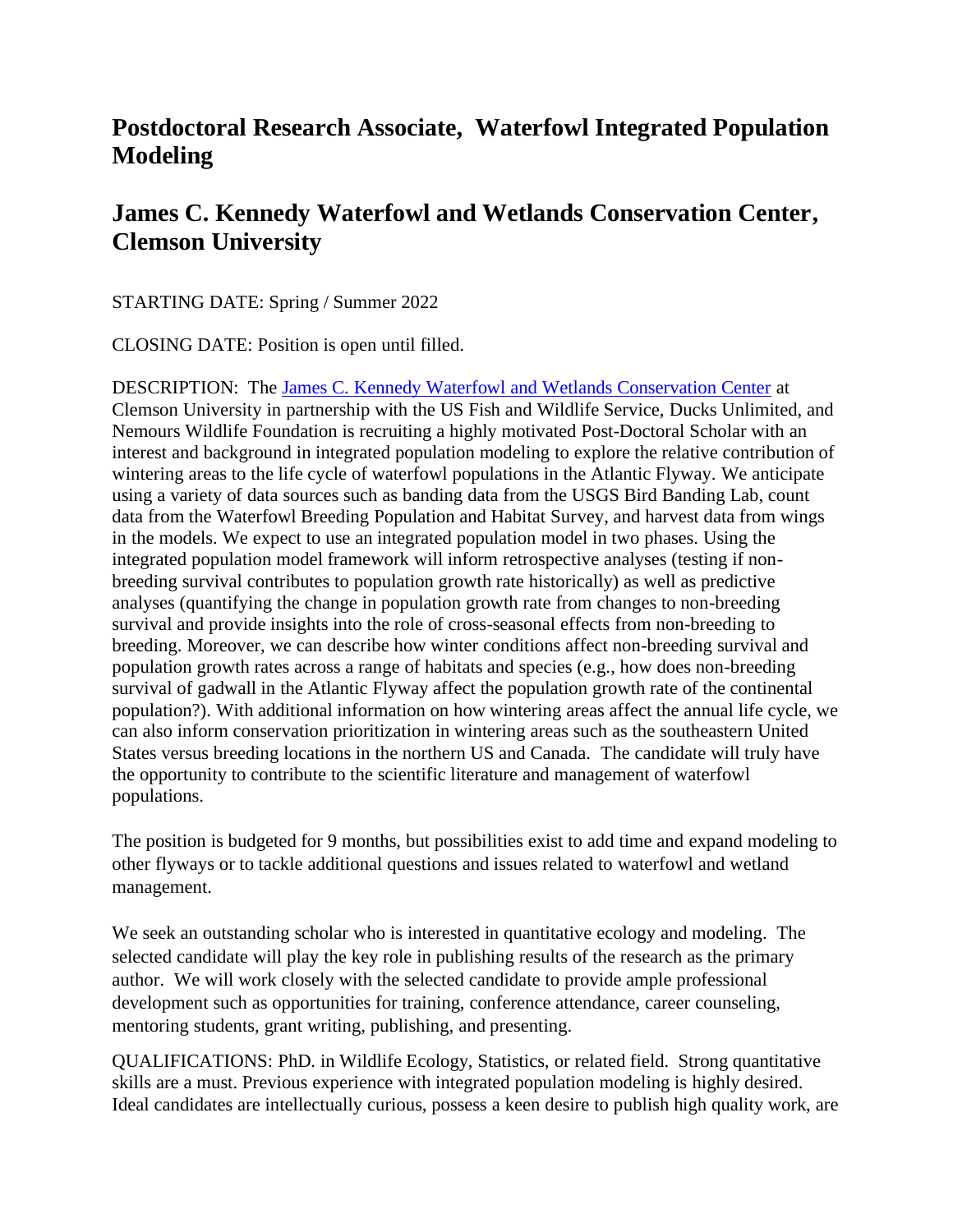# Postdoctoral Research Associate, Waterfowl Integrated Population Modeling

# James C. Kennedy Waterfowl and Wetlands Conservation Center, Clemson University

STARTING DATE: Spring / Summer 2022

CLOSING DATE: Position is open until filled.

DESCRIPTION: The [James C. Kennedy Waterfowl and Wetlands Conservation Center]() at Clemson University in partnership with the US Fish and Wildlife Service, Ducks Unlimited, and Nemours Wildlife Foundation is recruiting a highly motivated Post-Doctoral Scholar with an interest and background in integrated population modeling to explore the relative contribution of wintering areas to the life cycle of waterfowl populations in the Atlantic Flyway. We anticipate using a variety of data sources such as banding data from the USGS Bird Banding Lab, count data from the Waterfowl Breeding Population and Habitat Survey, and harvest data from wings in the models. We expect to use an integrated population model in two phases. Using the integrated population model framework will inform retrospective analyses (testing if non-breeding survival contributes to population growth rate historically) as well as predictive analyses (quantifying the change in population growth rate from changes to non-breeding survival and provide insights into the role of cross-seasonal effects from non-breeding to breeding. Moreover, we can describe how winter conditions affect non-breeding survival and population growth rates across a range of habitats and species (e.g., how does non-breeding survival of gadwall in the Atlantic Flyway affect the population growth rate of the continental population?). With additional information on how wintering areas affect the annual life cycle, we can also inform conservation prioritization in wintering areas such as the southeastern United States versus breeding locations in the northern US and Canada. The candidate will truly have the opportunity to contribute to the scientific literature and management of waterfowl populations.

The position is budgeted for 9 months, but possibilities exist to add time and expand modeling to other flyways or to tackle additional questions and issues related to waterfowl and wetland management.

We seek an outstanding scholar who is interested in quantitative ecology and modeling. The selected candidate will play the key role in publishing results of the research as the primary author. We will work closely with the selected candidate to provide ample professional development such as opportunities for training, conference attendance, career counseling, mentoring students, grant writing, publishing, and presenting.

QUALIFICATIONS: PhD. in Wildlife Ecology, Statistics, or related field. Strong quantitative skills are a must. Previous experience with integrated population modeling is highly desired. Ideal candidates are intellectually curious, possess a keen desire to publish high quality work, are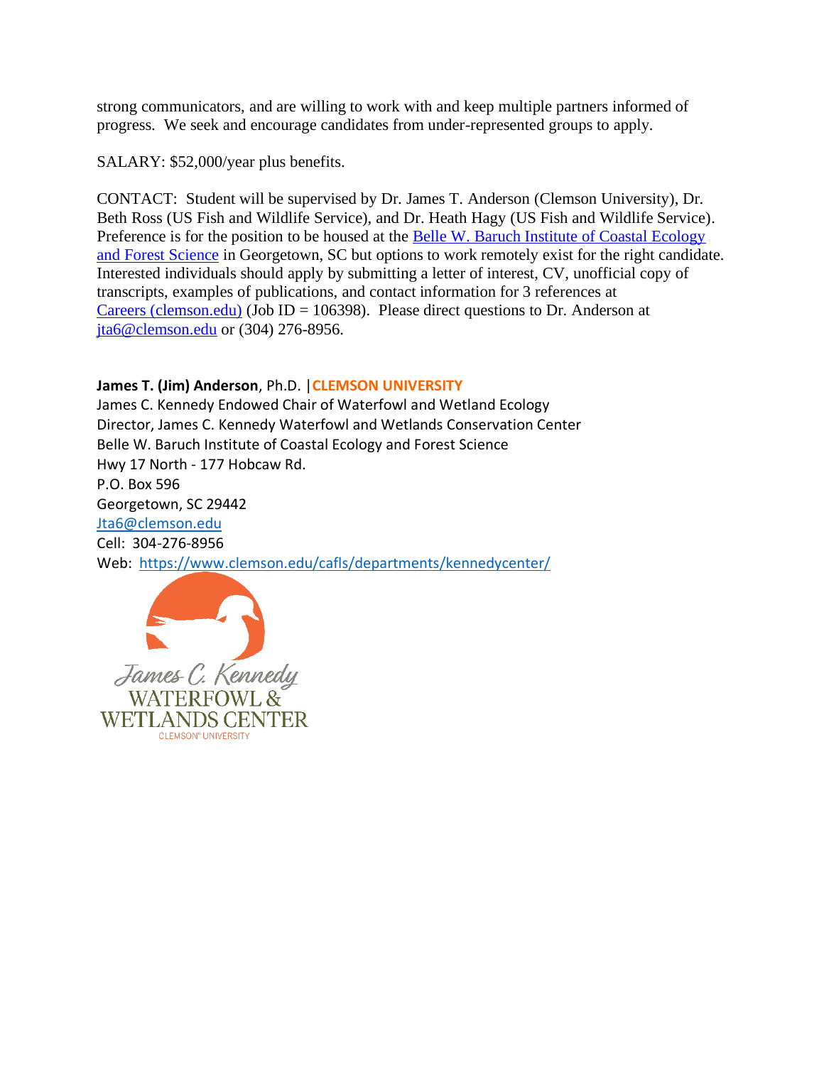strong communicators, and are willing to work with and keep multiple partners informed of progress. We seek and encourage candidates from under-represented groups to apply.

SALARY: $52,000/year plus benefits.

CONTACT: Student will be supervised by Dr. James T. Anderson (Clemson University), Dr. Beth Ross (US Fish and Wildlife Service), and Dr. Heath Hagy (US Fish and Wildlife Service). Preference is for the position to be housed at the Belle W. Baruch Institute of Coastal Ecology and Forest Science in Georgetown, SC but options to work remotely exist for the right candidate. Interested individuals should apply by submitting a letter of interest, CV, unofficial copy of transcripts, examples of publications, and contact information for 3 references at Careers (clemson.edu) (Job ID = 106398). Please direct questions to Dr. Anderson at jta6@clemson.edu or (304) 276-8956.

**James T. (Jim) Anderson**, Ph.D. | **CLEMSON UNIVERSITY**
James C. Kennedy Endowed Chair of Waterfowl and Wetland Ecology
Director, James C. Kennedy Waterfowl and Wetlands Conservation Center
Belle W. Baruch Institute of Coastal Ecology and Forest Science
Hwy 17 North - 177 Hobcaw Rd.
P.O. Box 596
Georgetown, SC 29442
Jta6@clemson.edu
Cell: 304-276-8956
Web: https://www.clemson.edu/cafls/departments/kennedycenter/

James C. Kennedy
WATERFOWL &
WETLANDS CENTER
CLEMSON UNIVERSITY